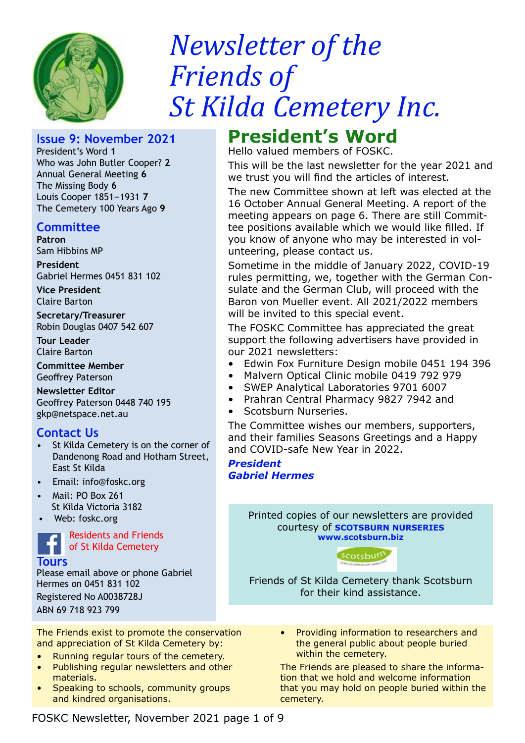# *Newsletter of the Friends of St Kilda Cemetery Inc.*

## Issue 9: November 2021

President's Word **1**
Who was John Butler Cooper? **2**
Annual General Meeting **6**
The Missing Body **6**
Louis Cooper 1851–1931 **7**
The Cemetery 100 Years Ago **9**

## Committee

**Patron**
Sam Hibbins MP

**President**
Gabriel Hermes 0451 831 102

**Vice President**
Claire Barton

**Secretary/Treasurer**
Robin Douglas 0407 542 607

**Tour Leader**
Claire Barton

**Committee Member**
Geoffrey Paterson

**Newsletter Editor**
Geoffrey Paterson 0448 740 195
gkp@netspace.net.au

## Contact Us

- St Kilda Cemetery is on the corner of Dandenong Road and Hotham Street, East St Kilda
- Email: info@foskc.org
- Mail: PO Box 261
  St Kilda Victoria 3182
- Web: foskc.org

Residents and Friends of St Kilda Cemetery

## Tours

Please email above or phone Gabriel Hermes on 0451 831 102

Registered No A0038728J

ABN 69 718 923 799

# President's Word

Hello valued members of FOSKC.

This will be the last newsletter for the year 2021 and we trust you will find the articles of interest.

The new Committee shown at left was elected at the 16 October Annual General Meeting. A report of the meeting appears on page 6. There are still Committee positions available which we would like filled. If you know of anyone who may be interested in volunteering, please contact us.

Sometime in the middle of January 2022, COVID-19 rules permitting, we, together with the German Consulate and the German Club, will proceed with the Baron von Mueller event. All 2021/2022 members will be invited to this special event.

The FOSKC Committee has appreciated the great support the following advertisers have provided in our 2021 newsletters:

- Edwin Fox Furniture Design mobile 0451 194 396
- Malvern Optical Clinic mobile 0419 792 979
- SWEP Analytical Laboratories 9701 6007
- Prahran Central Pharmacy 9827 7942 and
- Scotsburn Nurseries.

The Committee wishes our members, supporters, and their families Seasons Greetings and a Happy and COVID-safe New Year in 2022.

***President***
***Gabriel Hermes***

Printed copies of our newsletters are provided courtesy of **SCOTSBURN NURSERIES**
**www.scotsburn.biz**

Friends of St Kilda Cemetery thank Scotsburn for their kind assistance.

The Friends exist to promote the conservation and appreciation of St Kilda Cemetery by:

- Running regular tours of the cemetery.
- Publishing regular newsletters and other materials.
- Speaking to schools, community groups and kindred organisations.
- Providing information to researchers and the general public about people buried within the cemetery.

The Friends are pleased to share the information that we hold and welcome information that you may hold on people buried within the cemetery.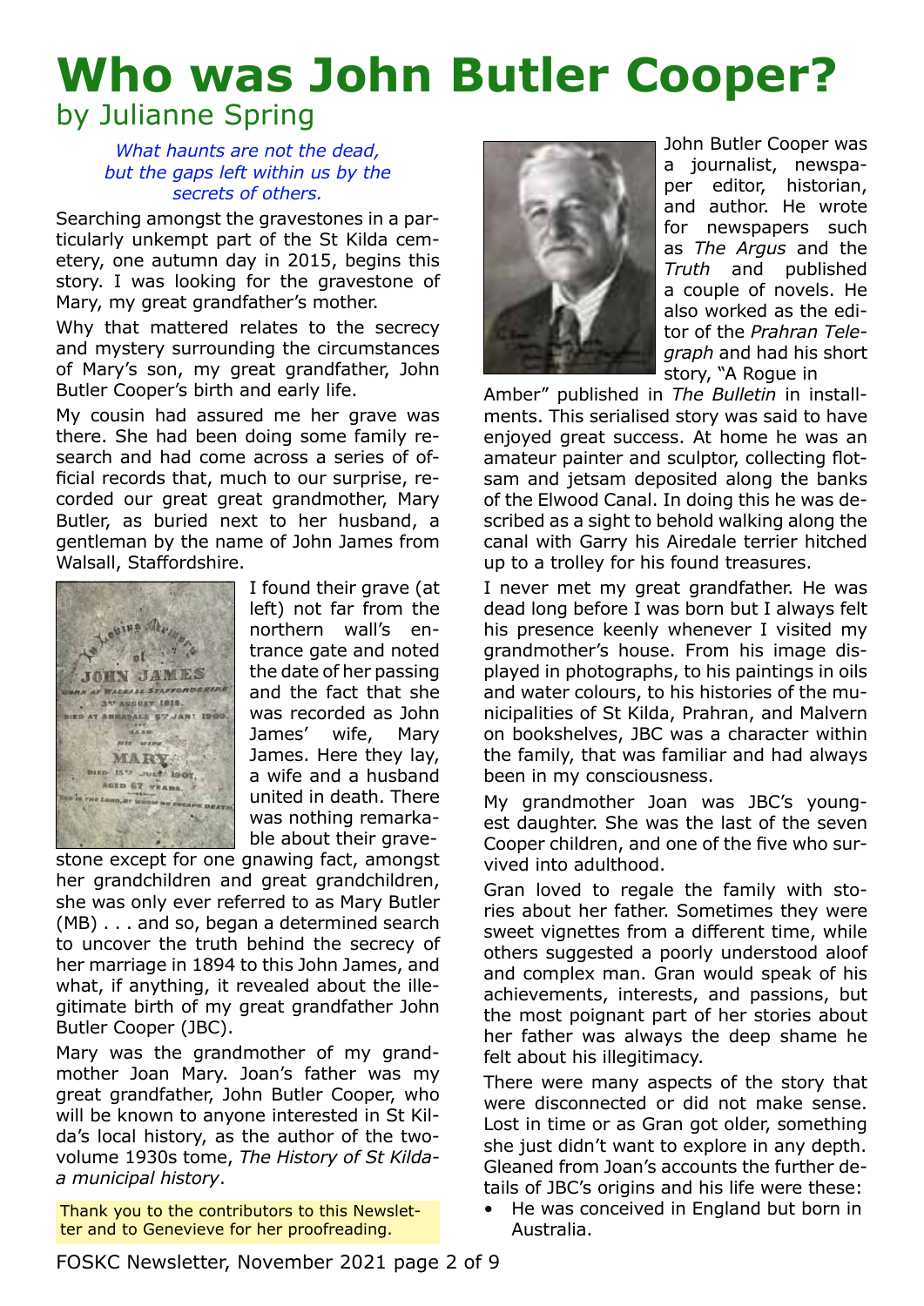# Who was John Butler Cooper?

by Julianne Spring

*What haunts are not the dead, but the gaps left within us by the secrets of others.*

Searching amongst the gravestones in a particularly unkempt part of the St Kilda cemetery, one autumn day in 2015, begins this story. I was looking for the gravestone of Mary, my great grandfather's mother.

Why that mattered relates to the secrecy and mystery surrounding the circumstances of Mary's son, my great grandfather, John Butler Cooper's birth and early life.

My cousin had assured me her grave was there. She had been doing some family research and had come across a series of official records that, much to our surprise, recorded our great great grandmother, Mary Butler, as buried next to her husband, a gentleman by the name of John James from Walsall, Staffordshire.

I found their grave (at left) not far from the northern wall's entrance gate and noted the date of her passing and the fact that she was recorded as John James' wife, Mary James. Here they lay, a wife and a husband united in death. There was nothing remarkable about their gravestone except for one gnawing fact, amongst her grandchildren and great grandchildren, she was only ever referred to as Mary Butler (MB) . . . and so, began a determined search to uncover the truth behind the secrecy of her marriage in 1894 to this John James, and what, if anything, it revealed about the illegitimate birth of my great grandfather John Butler Cooper (JBC).

Mary was the grandmother of my grandmother Joan Mary. Joan's father was my great grandfather, John Butler Cooper, who will be known to anyone interested in St Kilda's local history, as the author of the two-volume 1930s tome, *The History of St Kilda-a municipal history*.

Thank you to the contributors to this Newsletter and to Genevieve for her proofreading.

John Butler Cooper was a journalist, newspaper editor, historian, and author. He wrote for newspapers such as *The Argus* and the *Truth* and published a couple of novels. He also worked as the editor of the *Prahran Telegraph* and had his short story, "A Rogue in Amber" published in *The Bulletin* in installments. This serialised story was said to have enjoyed great success. At home he was an amateur painter and sculptor, collecting flotsam and jetsam deposited along the banks of the Elwood Canal. In doing this he was described as a sight to behold walking along the canal with Garry his Airedale terrier hitched up to a trolley for his found treasures.

I never met my great grandfather. He was dead long before I was born but I always felt his presence keenly whenever I visited my grandmother's house. From his image displayed in photographs, to his paintings in oils and water colours, to his histories of the municipalities of St Kilda, Prahran, and Malvern on bookshelves, JBC was a character within the family, that was familiar and had always been in my consciousness.

My grandmother Joan was JBC's youngest daughter. She was the last of the seven Cooper children, and one of the five who survived into adulthood.

Gran loved to regale the family with stories about her father. Sometimes they were sweet vignettes from a different time, while others suggested a poorly understood aloof and complex man. Gran would speak of his achievements, interests, and passions, but the most poignant part of her stories about her father was always the deep shame he felt about his illegitimacy.

There were many aspects of the story that were disconnected or did not make sense. Lost in time or as Gran got older, something she just didn't want to explore in any depth. Gleaned from Joan's accounts the further details of JBC's origins and his life were these:

- He was conceived in England but born in Australia.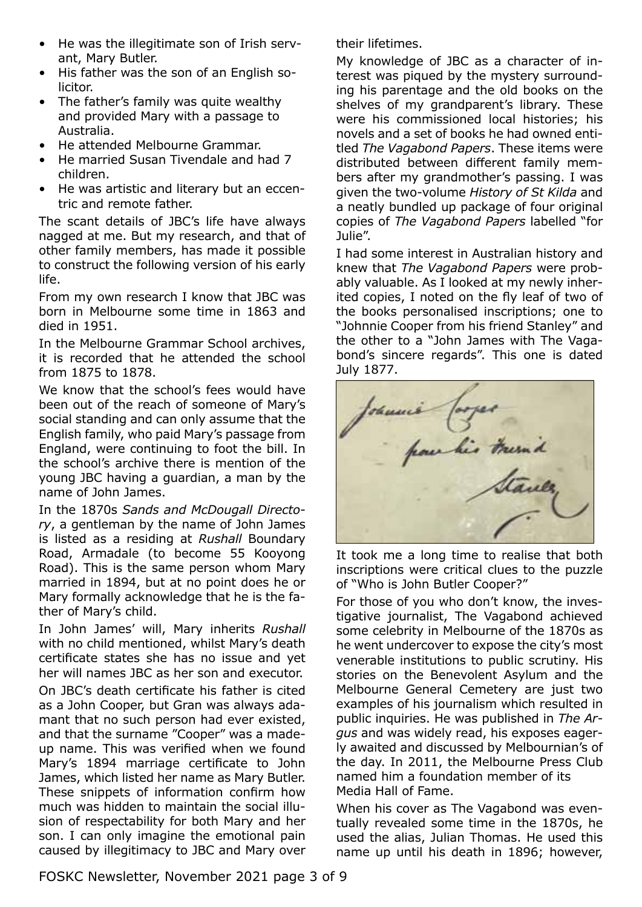- He was the illegitimate son of Irish servant, Mary Butler.
- His father was the son of an English solicitor.
- The father's family was quite wealthy and provided Mary with a passage to Australia.
- He attended Melbourne Grammar.
- He married Susan Tivendale and had 7 children.
- He was artistic and literary but an eccentric and remote father.

The scant details of JBC's life have always nagged at me. But my research, and that of other family members, has made it possible to construct the following version of his early life.

From my own research I know that JBC was born in Melbourne some time in 1863 and died in 1951.

In the Melbourne Grammar School archives, it is recorded that he attended the school from 1875 to 1878.

We know that the school's fees would have been out of the reach of someone of Mary's social standing and can only assume that the English family, who paid Mary's passage from England, were continuing to foot the bill. In the school's archive there is mention of the young JBC having a guardian, a man by the name of John James.

In the 1870s *Sands and McDougall Directory*, a gentleman by the name of John James is listed as a residing at *Rushall* Boundary Road, Armadale (to become 55 Kooyong Road). This is the same person whom Mary married in 1894, but at no point does he or Mary formally acknowledge that he is the father of Mary's child.

In John James' will, Mary inherits *Rushall* with no child mentioned, whilst Mary's death certificate states she has no issue and yet her will names JBC as her son and executor.

On JBC's death certificate his father is cited as a John Cooper, but Gran was always adamant that no such person had ever existed, and that the surname "Cooper" was a made-up name. This was verified when we found Mary's 1894 marriage certificate to John James, which listed her name as Mary Butler. These snippets of information confirm how much was hidden to maintain the social illusion of respectability for both Mary and her son. I can only imagine the emotional pain caused by illegitimacy to JBC and Mary over their lifetimes.

My knowledge of JBC as a character of interest was piqued by the mystery surrounding his parentage and the old books on the shelves of my grandparent's library. These were his commissioned local histories; his novels and a set of books he had owned entitled *The Vagabond Papers*. These items were distributed between different family members after my grandmother's passing. I was given the two-volume *History of St Kilda* and a neatly bundled up package of four original copies of *The Vagabond Papers* labelled "for Julie".

I had some interest in Australian history and knew that *The Vagabond Papers* were probably valuable. As I looked at my newly inherited copies, I noted on the fly leaf of two of the books personalised inscriptions; one to "Johnnie Cooper from his friend Stanley" and the other to a "John James with The Vagabond's sincere regards". This one is dated July 1877.

It took me a long time to realise that both inscriptions were critical clues to the puzzle of "Who is John Butler Cooper?"

For those of you who don't know, the investigative journalist, The Vagabond achieved some celebrity in Melbourne of the 1870s as he went undercover to expose the city's most venerable institutions to public scrutiny. His stories on the Benevolent Asylum and the Melbourne General Cemetery are just two examples of his journalism which resulted in public inquiries. He was published in *The Argus* and was widely read, his exposes eagerly awaited and discussed by Melbournian's of the day. In 2011, the Melbourne Press Club named him a foundation member of its Media Hall of Fame.

When his cover as The Vagabond was eventually revealed some time in the 1870s, he used the alias, Julian Thomas. He used this name up until his death in 1896; however,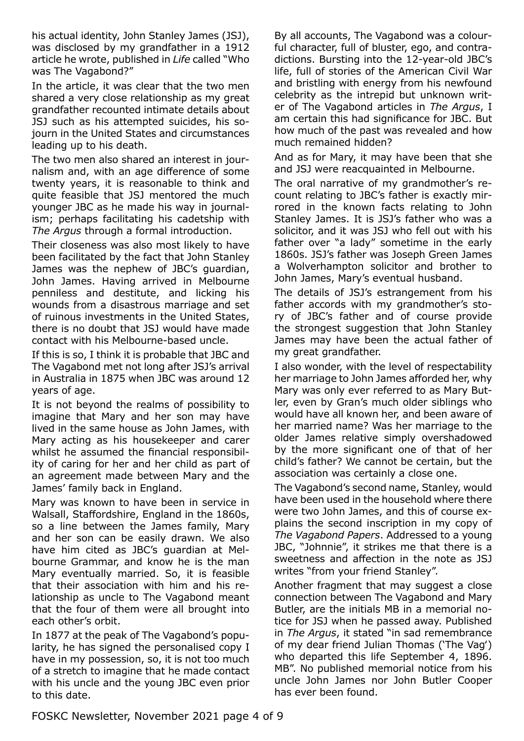his actual identity, John Stanley James (JSJ), was disclosed by my grandfather in a 1912 article he wrote, published in *Life* called "Who was The Vagabond?"

In the article, it was clear that the two men shared a very close relationship as my great grandfather recounted intimate details about JSJ such as his attempted suicides, his sojourn in the United States and circumstances leading up to his death.

The two men also shared an interest in journalism and, with an age difference of some twenty years, it is reasonable to think and quite feasible that JSJ mentored the much younger JBC as he made his way in journalism; perhaps facilitating his cadetship with *The Argus* through a formal introduction.

Their closeness was also most likely to have been facilitated by the fact that John Stanley James was the nephew of JBC's guardian, John James. Having arrived in Melbourne penniless and destitute, and licking his wounds from a disastrous marriage and set of ruinous investments in the United States, there is no doubt that JSJ would have made contact with his Melbourne-based uncle.

If this is so, I think it is probable that JBC and The Vagabond met not long after JSJ's arrival in Australia in 1875 when JBC was around 12 years of age.

It is not beyond the realms of possibility to imagine that Mary and her son may have lived in the same house as John James, with Mary acting as his housekeeper and carer whilst he assumed the financial responsibility of caring for her and her child as part of an agreement made between Mary and the James' family back in England.

Mary was known to have been in service in Walsall, Staffordshire, England in the 1860s, so a line between the James family, Mary and her son can be easily drawn. We also have him cited as JBC's guardian at Melbourne Grammar, and know he is the man Mary eventually married. So, it is feasible that their association with him and his relationship as uncle to The Vagabond meant that the four of them were all brought into each other's orbit.

In 1877 at the peak of The Vagabond's popularity, he has signed the personalised copy I have in my possession, so, it is not too much of a stretch to imagine that he made contact with his uncle and the young JBC even prior to this date.

By all accounts, The Vagabond was a colourful character, full of bluster, ego, and contradictions. Bursting into the 12-year-old JBC's life, full of stories of the American Civil War and bristling with energy from his newfound celebrity as the intrepid but unknown writer of The Vagabond articles in *The Argus*, I am certain this had significance for JBC. But how much of the past was revealed and how much remained hidden?

And as for Mary, it may have been that she and JSJ were reacquainted in Melbourne.

The oral narrative of my grandmother's recount relating to JBC's father is exactly mirrored in the known facts relating to John Stanley James. It is JSJ's father who was a solicitor, and it was JSJ who fell out with his father over "a lady" sometime in the early 1860s. JSJ's father was Joseph Green James a Wolverhampton solicitor and brother to John James, Mary's eventual husband.

The details of JSJ's estrangement from his father accords with my grandmother's story of JBC's father and of course provide the strongest suggestion that John Stanley James may have been the actual father of my great grandfather.

I also wonder, with the level of respectability her marriage to John James afforded her, why Mary was only ever referred to as Mary Butler, even by Gran's much older siblings who would have all known her, and been aware of her married name? Was her marriage to the older James relative simply overshadowed by the more significant one of that of her child's father? We cannot be certain, but the association was certainly a close one.

The Vagabond's second name, Stanley, would have been used in the household where there were two John James, and this of course explains the second inscription in my copy of *The Vagabond Papers*. Addressed to a young JBC, "Johnnie", it strikes me that there is a sweetness and affection in the note as JSJ writes "from your friend Stanley".

Another fragment that may suggest a close connection between The Vagabond and Mary Butler, are the initials MB in a memorial notice for JSJ when he passed away. Published in *The Argus*, it stated "in sad remembrance of my dear friend Julian Thomas ('The Vag') who departed this life September 4, 1896. MB". No published memorial notice from his uncle John James nor John Butler Cooper has ever been found.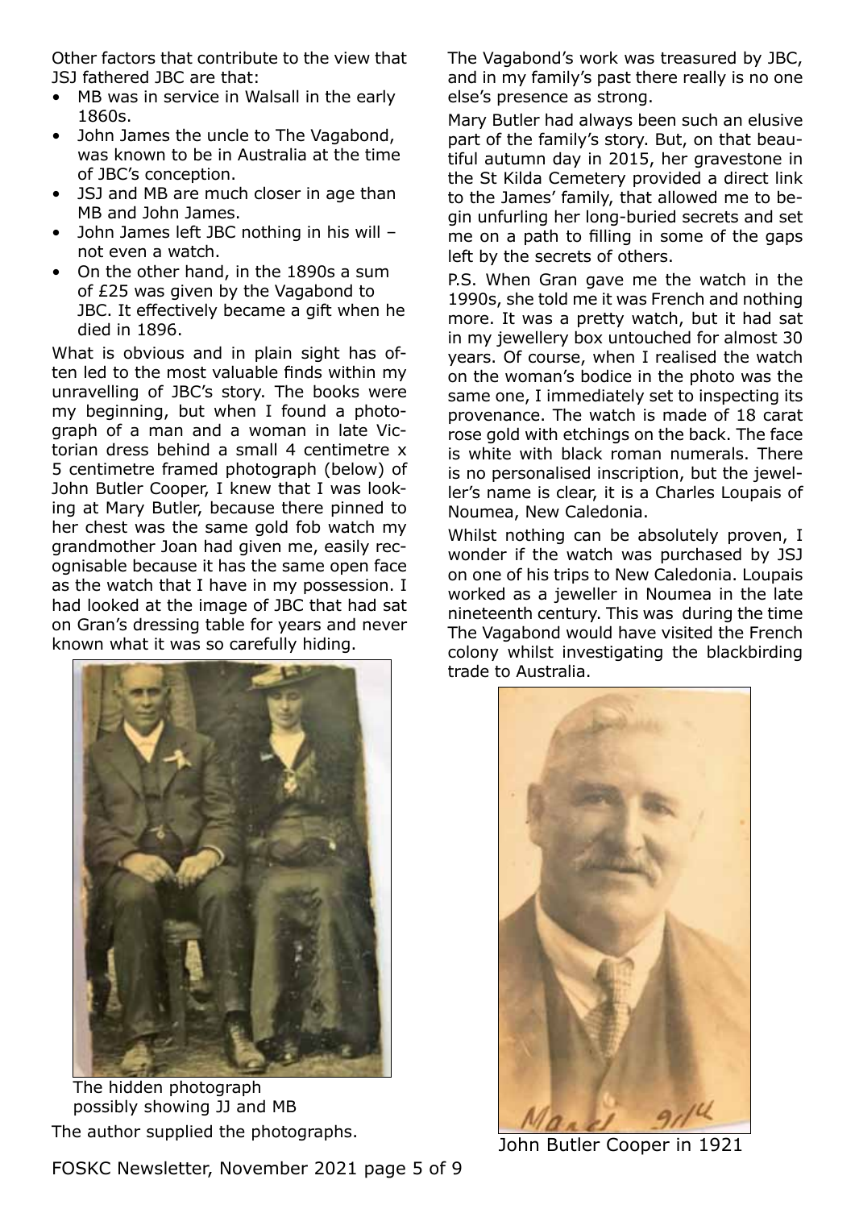Other factors that contribute to the view that JSJ fathered JBC are that:

- MB was in service in Walsall in the early 1860s.
- John James the uncle to The Vagabond, was known to be in Australia at the time of JBC's conception.
- JSJ and MB are much closer in age than MB and John James.
- John James left JBC nothing in his will – not even a watch.
- On the other hand, in the 1890s a sum of £25 was given by the Vagabond to JBC. It effectively became a gift when he died in 1896.

What is obvious and in plain sight has often led to the most valuable finds within my unravelling of JBC's story. The books were my beginning, but when I found a photograph of a man and a woman in late Victorian dress behind a small 4 centimetre x 5 centimetre framed photograph (below) of John Butler Cooper, I knew that I was looking at Mary Butler, because there pinned to her chest was the same gold fob watch my grandmother Joan had given me, easily recognisable because it has the same open face as the watch that I have in my possession. I had looked at the image of JBC that had sat on Gran's dressing table for years and never known what it was so carefully hiding.

The hidden photograph possibly showing JJ and MB

The author supplied the photographs.

The Vagabond's work was treasured by JBC, and in my family's past there really is no one else's presence as strong.

Mary Butler had always been such an elusive part of the family's story. But, on that beautiful autumn day in 2015, her gravestone in the St Kilda Cemetery provided a direct link to the James' family, that allowed me to begin unfurling her long-buried secrets and set me on a path to filling in some of the gaps left by the secrets of others.

P.S. When Gran gave me the watch in the 1990s, she told me it was French and nothing more. It was a pretty watch, but it had sat in my jewellery box untouched for almost 30 years. Of course, when I realised the watch on the woman's bodice in the photo was the same one, I immediately set to inspecting its provenance. The watch is made of 18 carat rose gold with etchings on the back. The face is white with black roman numerals. There is no personalised inscription, but the jeweller's name is clear, it is a Charles Loupais of Noumea, New Caledonia.

Whilst nothing can be absolutely proven, I wonder if the watch was purchased by JSJ on one of his trips to New Caledonia. Loupais worked as a jeweller in Noumea in the late nineteenth century. This was during the time The Vagabond would have visited the French colony whilst investigating the blackbirding trade to Australia.

John Butler Cooper in 1921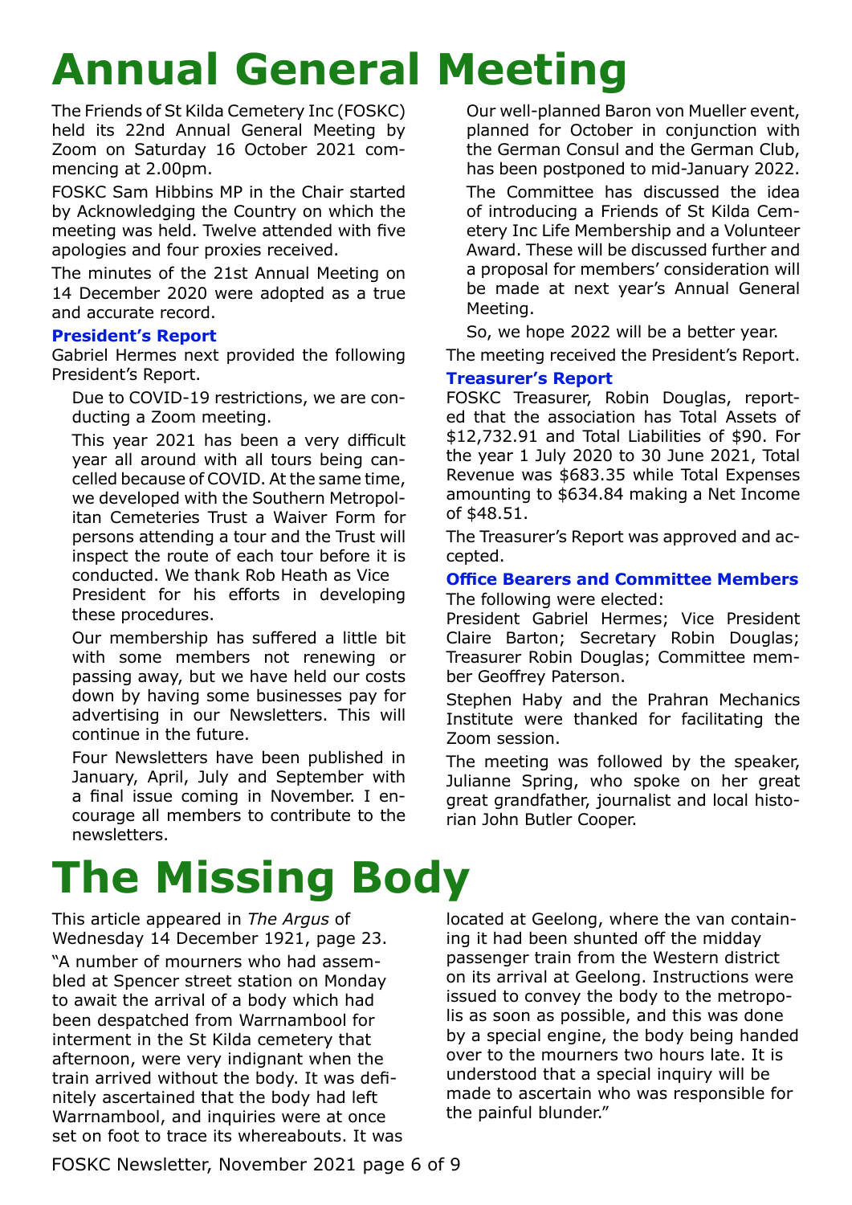# Annual General Meeting

The Friends of St Kilda Cemetery Inc (FOSKC) held its 22nd Annual General Meeting by Zoom on Saturday 16 October 2021 commencing at 2.00pm.

FOSKC Sam Hibbins MP in the Chair started by Acknowledging the Country on which the meeting was held. Twelve attended with five apologies and four proxies received.

The minutes of the 21st Annual Meeting on 14 December 2020 were adopted as a true and accurate record.

### President's Report

Gabriel Hermes next provided the following President's Report.

> Due to COVID-19 restrictions, we are conducting a Zoom meeting.
>
> This year 2021 has been a very difficult year all around with all tours being cancelled because of COVID. At the same time, we developed with the Southern Metropolitan Cemeteries Trust a Waiver Form for persons attending a tour and the Trust will inspect the route of each tour before it is conducted. We thank Rob Heath as Vice President for his efforts in developing these procedures.
>
> Our membership has suffered a little bit with some members not renewing or passing away, but we have held our costs down by having some businesses pay for advertising in our Newsletters. This will continue in the future.
>
> Four Newsletters have been published in January, April, July and September with a final issue coming in November. I encourage all members to contribute to the newsletters.
>
> Our well-planned Baron von Mueller event, planned for October in conjunction with the German Consul and the German Club, has been postponed to mid-January 2022.
>
> The Committee has discussed the idea of introducing a Friends of St Kilda Cemetery Inc Life Membership and a Volunteer Award. These will be discussed further and a proposal for members' consideration will be made at next year's Annual General Meeting.
>
> So, we hope 2022 will be a better year.

The meeting received the President's Report.

### Treasurer's Report

FOSKC Treasurer, Robin Douglas, reported that the association has Total Assets of $12,732.91 and Total Liabilities of $90. For the year 1 July 2020 to 30 June 2021, Total Revenue was $683.35 while Total Expenses amounting to $634.84 making a Net Income of $48.51.

The Treasurer's Report was approved and accepted.

### Office Bearers and Committee Members

The following were elected:

President Gabriel Hermes; Vice President Claire Barton; Secretary Robin Douglas; Treasurer Robin Douglas; Committee member Geoffrey Paterson.

Stephen Haby and the Prahran Mechanics Institute were thanked for facilitating the Zoom session.

The meeting was followed by the speaker, Julianne Spring, who spoke on her great great grandfather, journalist and local historian John Butler Cooper.

# The Missing Body

This article appeared in *The Argus* of Wednesday 14 December 1921, page 23.

"A number of mourners who had assembled at Spencer street station on Monday to await the arrival of a body which had been despatched from Warrnambool for interment in the St Kilda cemetery that afternoon, were very indignant when the train arrived without the body. It was definitely ascertained that the body had left Warrnambool, and inquiries were at once set on foot to trace its whereabouts. It was located at Geelong, where the van containing it had been shunted off the midday passenger train from the Western district on its arrival at Geelong. Instructions were issued to convey the body to the metropolis as soon as possible, and this was done by a special engine, the body being handed over to the mourners two hours late. It is understood that a special inquiry will be made to ascertain who was responsible for the painful blunder."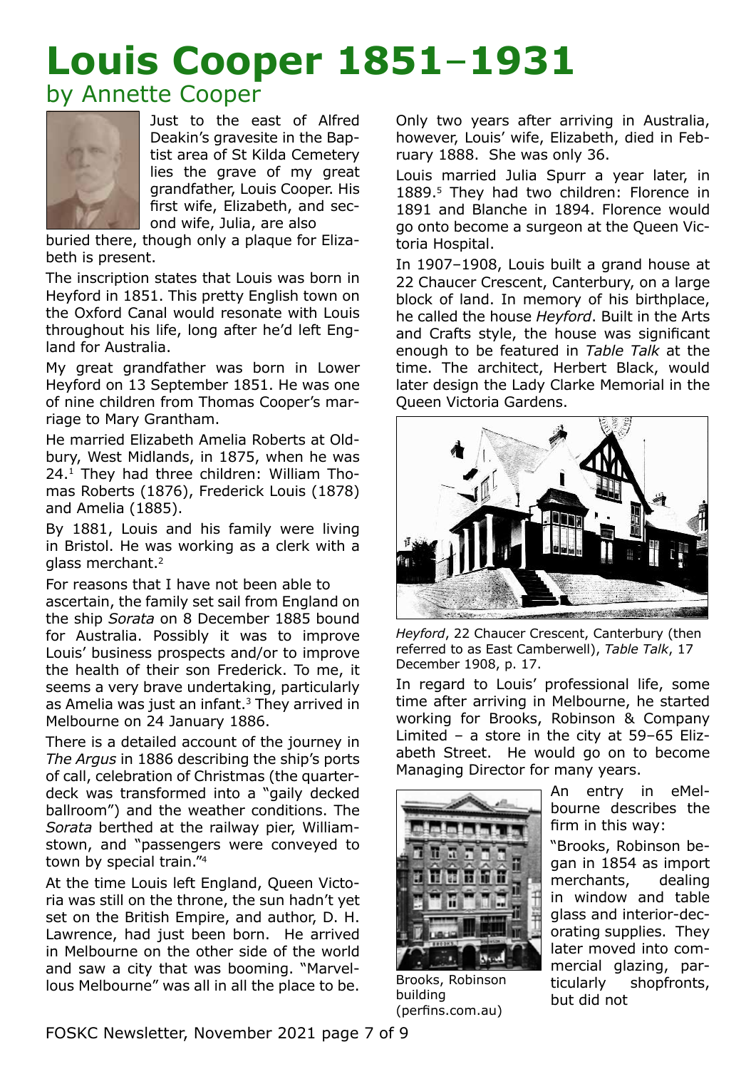# Louis Cooper 1851–1931

## by Annette Cooper

Just to the east of Alfred Deakin's gravesite in the Baptist area of St Kilda Cemetery lies the grave of my great grandfather, Louis Cooper. His first wife, Elizabeth, and second wife, Julia, are also buried there, though only a plaque for Elizabeth is present.

The inscription states that Louis was born in Heyford in 1851. This pretty English town on the Oxford Canal would resonate with Louis throughout his life, long after he'd left England for Australia.

My great grandfather was born in Lower Heyford on 13 September 1851. He was one of nine children from Thomas Cooper's marriage to Mary Grantham.

He married Elizabeth Amelia Roberts at Oldbury, West Midlands, in 1875, when he was 24.[1] They had three children: William Thomas Roberts (1876), Frederick Louis (1878) and Amelia (1885).

By 1881, Louis and his family were living in Bristol. He was working as a clerk with a glass merchant.[2]

For reasons that I have not been able to ascertain, the family set sail from England on the ship *Sorata* on 8 December 1885 bound for Australia. Possibly it was to improve Louis' business prospects and/or to improve the health of their son Frederick. To me, it seems a very brave undertaking, particularly as Amelia was just an infant.[3] They arrived in Melbourne on 24 January 1886.

There is a detailed account of the journey in *The Argus* in 1886 describing the ship's ports of call, celebration of Christmas (the quarterdeck was transformed into a "gaily decked ballroom") and the weather conditions. The *Sorata* berthed at the railway pier, Williamstown, and "passengers were conveyed to town by special train."[4]

At the time Louis left England, Queen Victoria was still on the throne, the sun hadn't yet set on the British Empire, and author, D. H. Lawrence, had just been born. He arrived in Melbourne on the other side of the world and saw a city that was booming. "Marvellous Melbourne" was all in all the place to be.

Only two years after arriving in Australia, however, Louis' wife, Elizabeth, died in February 1888. She was only 36.

Louis married Julia Spurr a year later, in 1889.[5] They had two children: Florence in 1891 and Blanche in 1894. Florence would go onto become a surgeon at the Queen Victoria Hospital.

In 1907–1908, Louis built a grand house at 22 Chaucer Crescent, Canterbury, on a large block of land. In memory of his birthplace, he called the house *Heyford*. Built in the Arts and Crafts style, the house was significant enough to be featured in *Table Talk* at the time. The architect, Herbert Black, would later design the Lady Clarke Memorial in the Queen Victoria Gardens.

*Heyford*, 22 Chaucer Crescent, Canterbury (then referred to as East Camberwell), *Table Talk*, 17 December 1908, p. 17.

In regard to Louis' professional life, some time after arriving in Melbourne, he started working for Brooks, Robinson & Company Limited – a store in the city at 59–65 Elizabeth Street. He would go on to become Managing Director for many years.

Brooks, Robinson building (perfins.com.au)

An entry in eMelbourne describes the firm in this way:

"Brooks, Robinson began in 1854 as import merchants, dealing in window and table glass and interior-decorating supplies. They later moved into commercial glazing, particularly shopfronts, but did not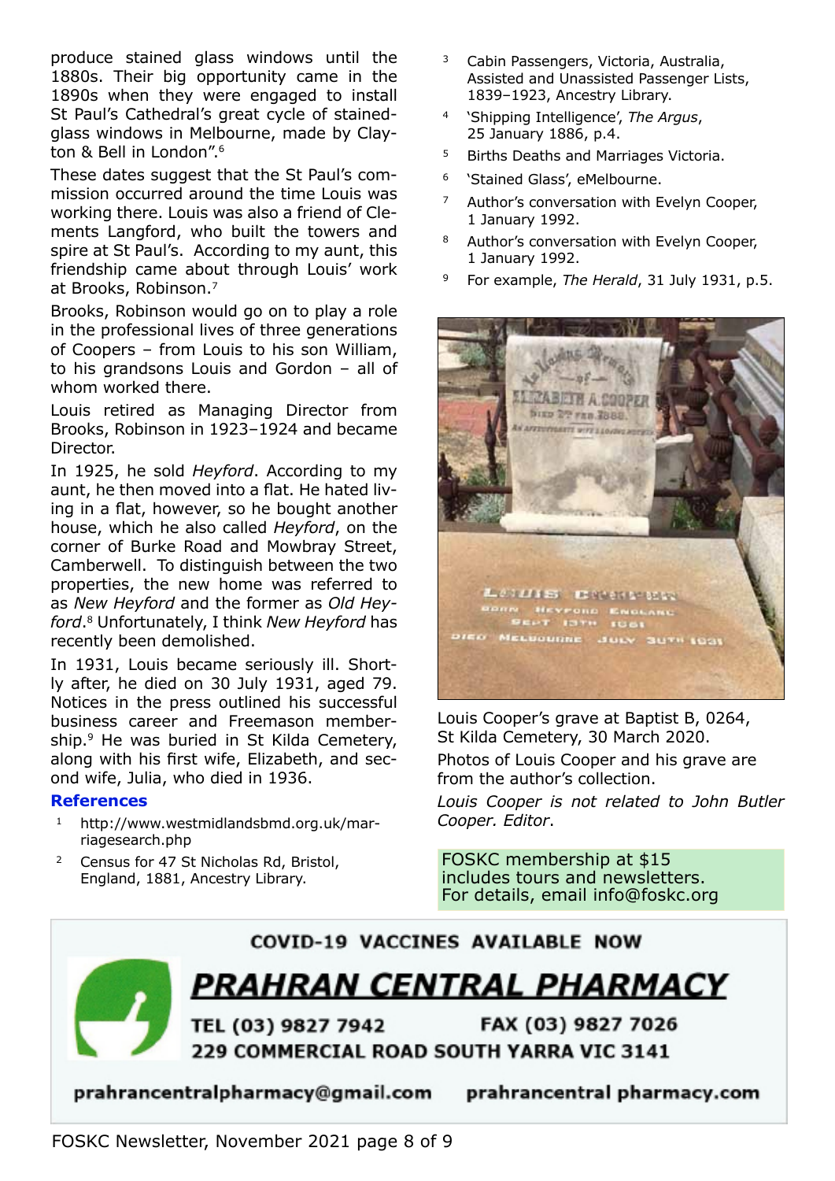produce stained glass windows until the 1880s. Their big opportunity came in the 1890s when they were engaged to install St Paul's Cathedral's great cycle of stained-glass windows in Melbourne, made by Clayton & Bell in London".[6]

These dates suggest that the St Paul's commission occurred around the time Louis was working there. Louis was also a friend of Clements Langford, who built the towers and spire at St Paul's. According to my aunt, this friendship came about through Louis' work at Brooks, Robinson.[7]

Brooks, Robinson would go on to play a role in the professional lives of three generations of Coopers – from Louis to his son William, to his grandsons Louis and Gordon – all of whom worked there.

Louis retired as Managing Director from Brooks, Robinson in 1923–1924 and became Director.

In 1925, he sold *Heyford*. According to my aunt, he then moved into a flat. He hated living in a flat, however, so he bought another house, which he also called *Heyford*, on the corner of Burke Road and Mowbray Street, Camberwell. To distinguish between the two properties, the new home was referred to as *New Heyford* and the former as *Old Heyford*.[8] Unfortunately, I think *New Heyford* has recently been demolished.

In 1931, Louis became seriously ill. Shortly after, he died on 30 July 1931, aged 79. Notices in the press outlined his successful business career and Freemason membership.[9] He was buried in St Kilda Cemetery, along with his first wife, Elizabeth, and second wife, Julia, who died in 1936.

## References

1. http://www.westmidlandsbmd.org.uk/marriagesearch.php
2. Census for 47 St Nicholas Rd, Bristol, England, 1881, Ancestry Library.
3. Cabin Passengers, Victoria, Australia, Assisted and Unassisted Passenger Lists, 1839–1923, Ancestry Library.
4. 'Shipping Intelligence', *The Argus*, 25 January 1886, p.4.
5. Births Deaths and Marriages Victoria.
6. 'Stained Glass', eMelbourne.
7. Author's conversation with Evelyn Cooper, 1 January 1992.
8. Author's conversation with Evelyn Cooper, 1 January 1992.
9. For example, *The Herald*, 31 July 1931, p.5.

Louis Cooper's grave at Baptist B, 0264, St Kilda Cemetery, 30 March 2020.

Photos of Louis Cooper and his grave are from the author's collection.

*Louis Cooper is not related to John Butler Cooper. Editor.*

FOSKC membership at $15 includes tours and newsletters. For details, email info@foskc.org

COVID-19 VACCINES AVAILABLE NOW

**PRAHRAN CENTRAL PHARMACY**

TEL (03) 9827 7942 FAX (03) 9827 7026

229 COMMERCIAL ROAD SOUTH YARRA VIC 3141

prahrancentralpharmacy@gmail.com prahrancentral pharmacy.com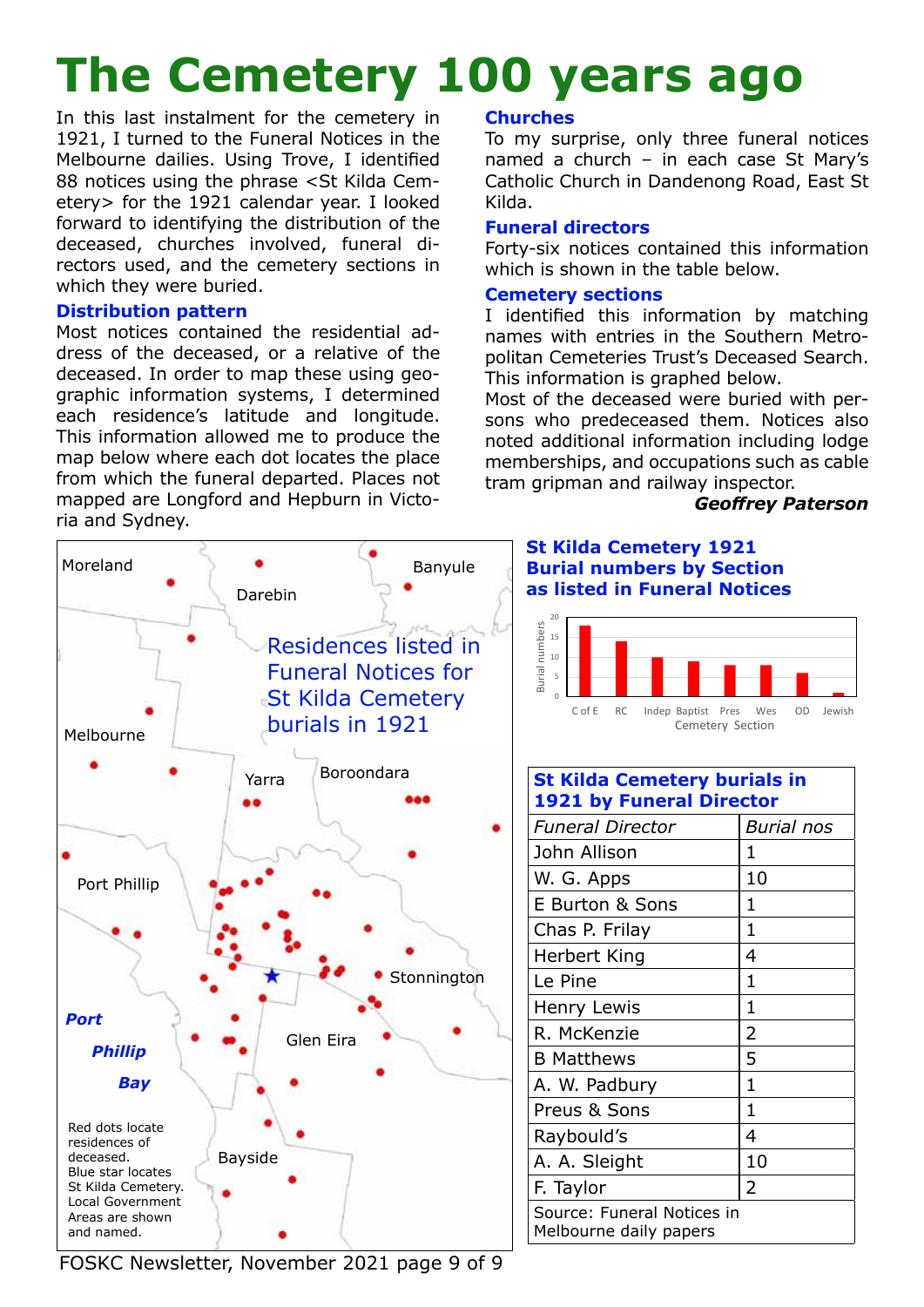# The Cemetery 100 years ago

In this last instalment for the cemetery in 1921, I turned to the Funeral Notices in the Melbourne dailies. Using Trove, I identified 88 notices using the phrase <St Kilda Cemetery> for the 1921 calendar year. I looked forward to identifying the distribution of the deceased, churches involved, funeral directors used, and the cemetery sections in which they were buried.

### Distribution pattern

Most notices contained the residential address of the deceased, or a relative of the deceased. In order to map these using geographic information systems, I determined each residence's latitude and longitude. This information allowed me to produce the map below where each dot locates the place from which the funeral departed. Places not mapped are Longford and Hepburn in Victoria and Sydney.

### Churches

To my surprise, only three funeral notices named a church – in each case St Mary's Catholic Church in Dandenong Road, East St Kilda.

### Funeral directors

Forty-six notices contained this information which is shown in the table below.

### Cemetery sections

I identified this information by matching names with entries in the Southern Metropolitan Cemeteries Trust's Deceased Search. This information is graphed below.

Most of the deceased were buried with persons who predeceased them. Notices also noted additional information including lodge memberships, and occupations such as cable tram gripman and railway inspector.

***Geoffrey Paterson***

Residences listed in Funeral Notices for St Kilda Cemetery burials in 1921

Moreland
Darebin
Banyule
Melbourne
Yarra
Boroondara
Port Phillip
Stonnington
Glen Eira
Bayside
Port Phillip Bay

Red dots locate residences of deceased. Blue star locates St Kilda Cemetery. Local Government Areas are shown and named.

**St Kilda Cemetery 1921**
**Burial numbers by Section**
**as listed in Funeral Notices**

Burial numbers
0
5
10
15
20
C of E
RC
Indep
Baptist
Pres
Wes
OD
Jewish
Cemetery Section

| **St Kilda Cemetery burials in 1921 by Funeral Director** | |
|---|---|
| *Funeral Director* | *Burial nos* |
| John Allison | 1 |
| W. G. Apps | 10 |
| E Burton & Sons | 1 |
| Chas P. Frilay | 1 |
| Herbert King | 4 |
| Le Pine | 1 |
| Henry Lewis | 1 |
| R. McKenzie | 2 |
| B Matthews | 5 |
| A. W. Padbury | 1 |
| Preus & Sons | 1 |
| Raybould's | 4 |
| A. A. Sleight | 10 |
| F. Taylor | 2 |
| Source: Funeral Notices in Melbourne daily papers | |